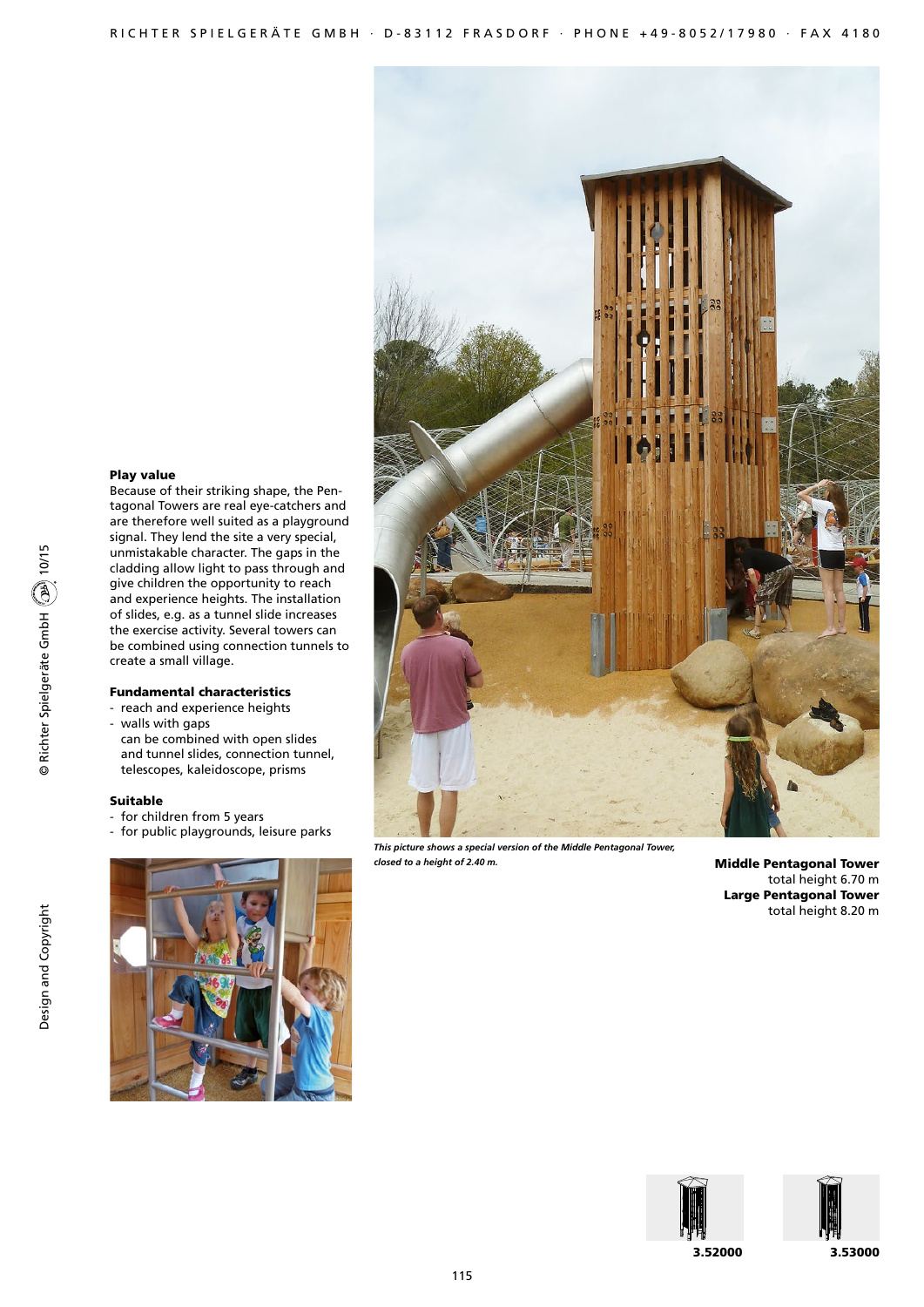### Play value

Because of their striking shape, the Pentagonal Towers are real eye-catchers and are therefore well suited as a playground signal. They lend the site a very special, unmistakable character. The gaps in the cladding allow light to pass through and give children the opportunity to reach and experience heights. The installation of slides, e.g. as a tunnel slide increases the exercise activity. Several towers can be combined using connection tunnels to create a small village.

### Fundamental characteristics

- reach and experience heights
- walls with gaps
  can be combined with open slides and tunnel slides, connection tunnel, telescopes, kaleidoscope, prisms

### Suitable

- for children from 5 years
- for public playgrounds, leisure parks

*This picture shows a special version of the Middle Pentagonal Tower, closed to a height of 2.40 m.*

**Middle Pentagonal Tower**
total height 6.70 m

**Large Pentagonal Tower**
total height 8.20 m

**3.52000**

**3.53000**

© Richter Spielgeräte GmbH 10/15

Design and Copyright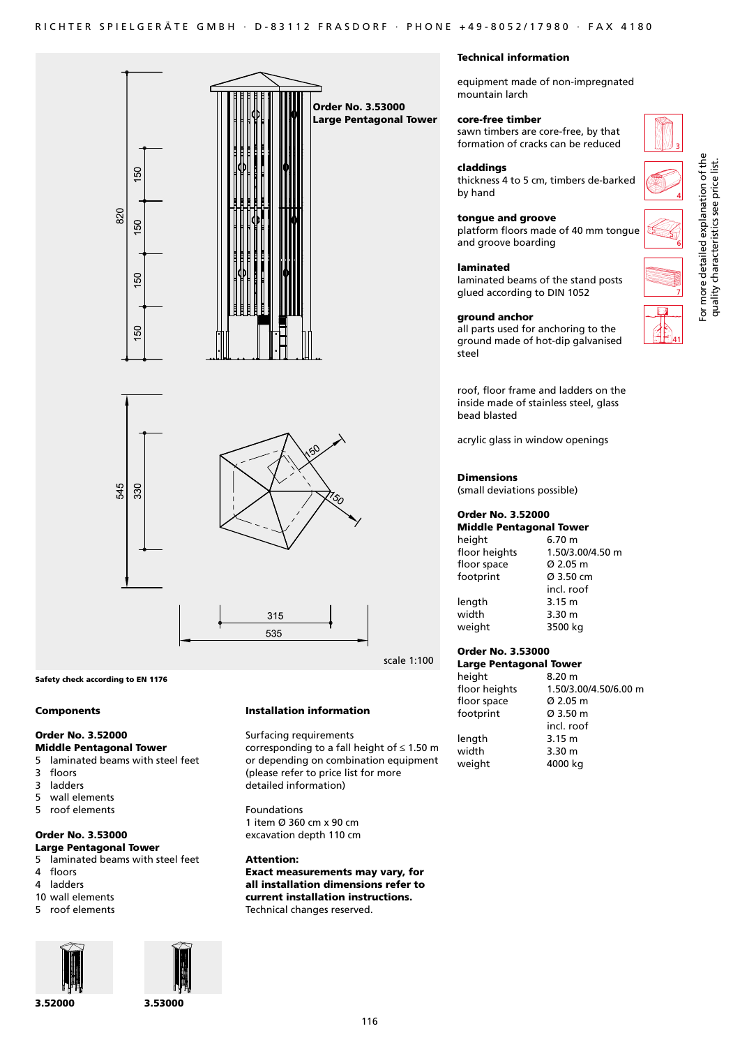Order No. 3.53000
Large Pentagonal Tower

820
150
150
150
150

545
330
150
150
315
535

scale 1:100

**Safety check according to EN 1176**

## Technical information

equipment made of non-impregnated mountain larch

**core-free timber**
sawn timbers are core-free, by that formation of cracks can be reduced

**claddings**
thickness 4 to 5 cm, timbers de-barked by hand

**tongue and groove**
platform floors made of 40 mm tongue and groove boarding

**laminated**
laminated beams of the stand posts glued according to DIN 1052

**ground anchor**
all parts used for anchoring to the ground made of hot-dip galvanised steel

roof, floor frame and ladders on the inside made of stainless steel, glass bead blasted

acrylic glass in window openings

For more detailed explanation of the quality characteristics see price list.

## Dimensions
(small deviations possible)

**Order No. 3.52000**
**Middle Pentagonal Tower**

| | |
|---|---|
| height | 6.70 m |
| floor heights | 1.50/3.00/4.50 m |
| floor space | Ø 2.05 m |
| footprint | Ø 3.50 cm incl. roof |
| length | 3.15 m |
| width | 3.30 m |
| weight | 3500 kg |

**Order No. 3.53000**
**Large Pentagonal Tower**

| | |
|---|---|
| height | 8.20 m |
| floor heights | 1.50/3.00/4.50/6.00 m |
| floor space | Ø 2.05 m |
| footprint | Ø 3.50 m incl. roof |
| length | 3.15 m |
| width | 3.30 m |
| weight | 4000 kg |

## Components

**Order No. 3.52000**
**Middle Pentagonal Tower**
5 laminated beams with steel feet
3 floors
3 ladders
5 wall elements
5 roof elements

**Order No. 3.53000**
**Large Pentagonal Tower**
5 laminated beams with steel feet
4 floors
4 ladders
10 wall elements
5 roof elements

## Installation information

Surfacing requirements
corresponding to a fall height of ≤ 1.50 m or depending on combination equipment (please refer to price list for more detailed information)

Foundations
1 item Ø 360 cm x 90 cm
excavation depth 110 cm

**Attention:**
**Exact measurements may vary, for all installation dimensions refer to current installation instructions.**
Technical changes reserved.

**3.52000**

**3.53000**